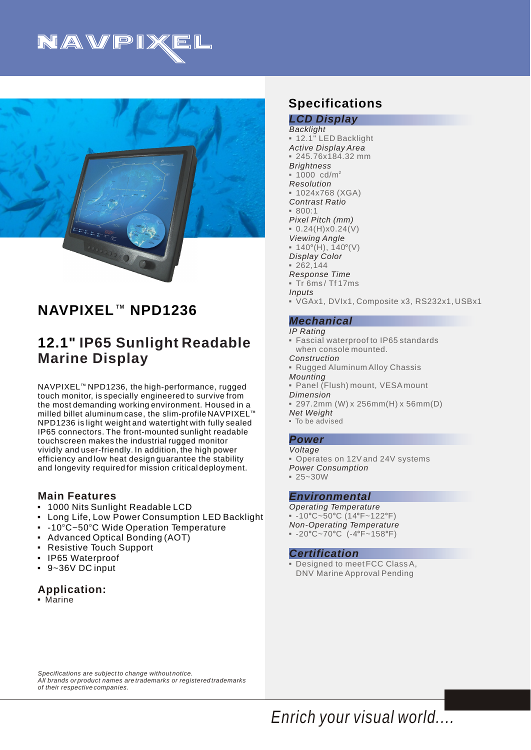# NAVPIXEL

## NAVPIXEL™ NPD1236

## 12.1" IP65 Sunlight Readable Marine Display

NAVPIXEL™ NPD1236, the high-performance, rugged touch monitor, is specially engineered to survive from the most demanding working environment. Housed in a milled billet aluminum case, the slim-profile NAVPIXEL™ NPD1236 is light weight and watertight with fully sealed IP65 connectors. The front-mounted sunlight readable touchscreen makes the industrial rugged monitor vividly and user-friendly. In addition, the high power efficiency and low heat design guarantee the stability and longevity required for mission critical deployment.

### Main Features

- 1000 Nits Sunlight Readable LCD
- Long Life, Low Power Consumption LED Backlight
- -10°C~50°C Wide Operation Temperature
- Advanced Optical Bonding (AOT)
- Resistive Touch Support
- IP65 Waterproof
- 9~36V DC input

### Application:

- Marine

## Specifications

### LCD Display

*Backlight*
- 12.1" LED Backlight

*Active Display Area*
- 245.76x184.32 mm

*Brightness*
- 1000 cd/m²

*Resolution*
- 1024x768 (XGA)

*Contrast Ratio*
- 800:1

*Pixel Pitch (mm)*
- 0.24(H)x0.24(V)

*Viewing Angle*
- 140°(H), 140°(V)

*Display Color*
- 262,144

*Response Time*
- Tr 6ms/ Tf 17ms

*Inputs*
- VGAx1, DVIx1, Composite x3, RS232x1, USBx1

### Mechanical

*IP Rating*
- Fascial waterproof to IP65 standards when console mounted.

*Construction*
- Rugged Aluminum Alloy Chassis

*Mounting*
- Panel (Flush) mount, VESA mount

*Dimension*
- 297.2mm (W) x 256mm(H) x 56mm(D)

*Net Weight*
- To be advised

### Power

*Voltage*
- Operates on 12V and 24V systems

*Power Consumption*
- 25~30W

### Environmental

*Operating Temperature*
- -10°C~50°C (14°F~122°F)

*Non-Operating Temperature*
- -20°C~70°C (-4°F~158°F)

### Certification

- Designed to meet FCC Class A, DNV Marine Approval Pending

*Specifications are subject to change without notice.*
*All brands or product names are trademarks or registered trademarks of their respective companies.*

*Enrich your visual world....*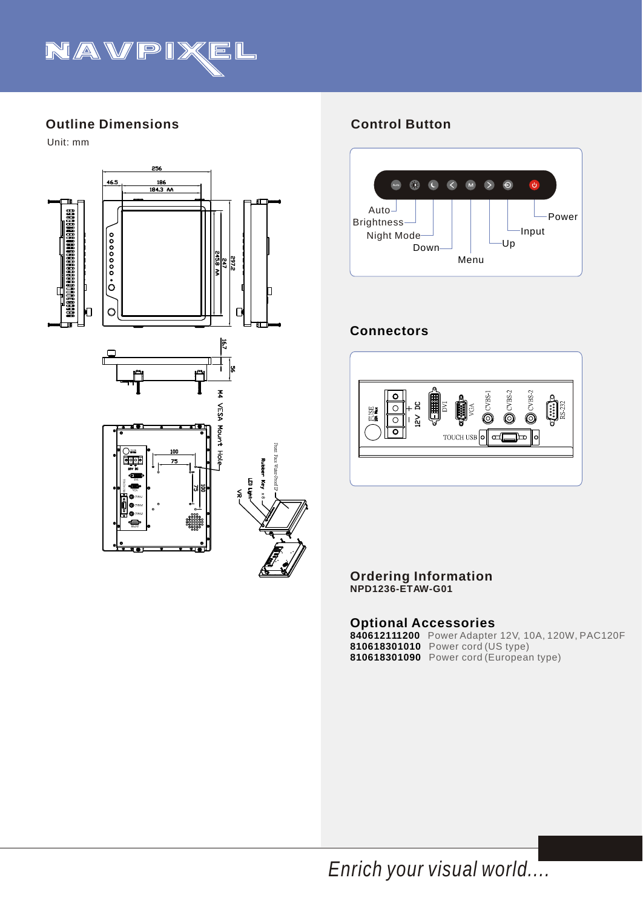## Outline Dimensions

Unit: mm

256
46.5
186
184.3 AA
297.2
247
245.8 AA
16.7
56
M4 VESA Mount Hole
100
75
100
75
Front Face Water-Proof IP
Rubber Key x 8
LED Light
VR

## Control Button

Auto
Brightness
Night Mode
Down
Menu
Up
Input
Power

## Connectors

FUSE
12V DC
DVI
VGA
CVBS-1
CVBS-2
CVBS-2
RS-232
TOUCH USB

## Ordering Information

**NPD1236-ETAW-G01**

## Optional Accessories

**840612111200** Power Adapter 12V, 10A, 120W, PAC120F
**810618301010** Power cord (US type)
**810618301090** Power cord (European type)

*Enrich your visual world....*